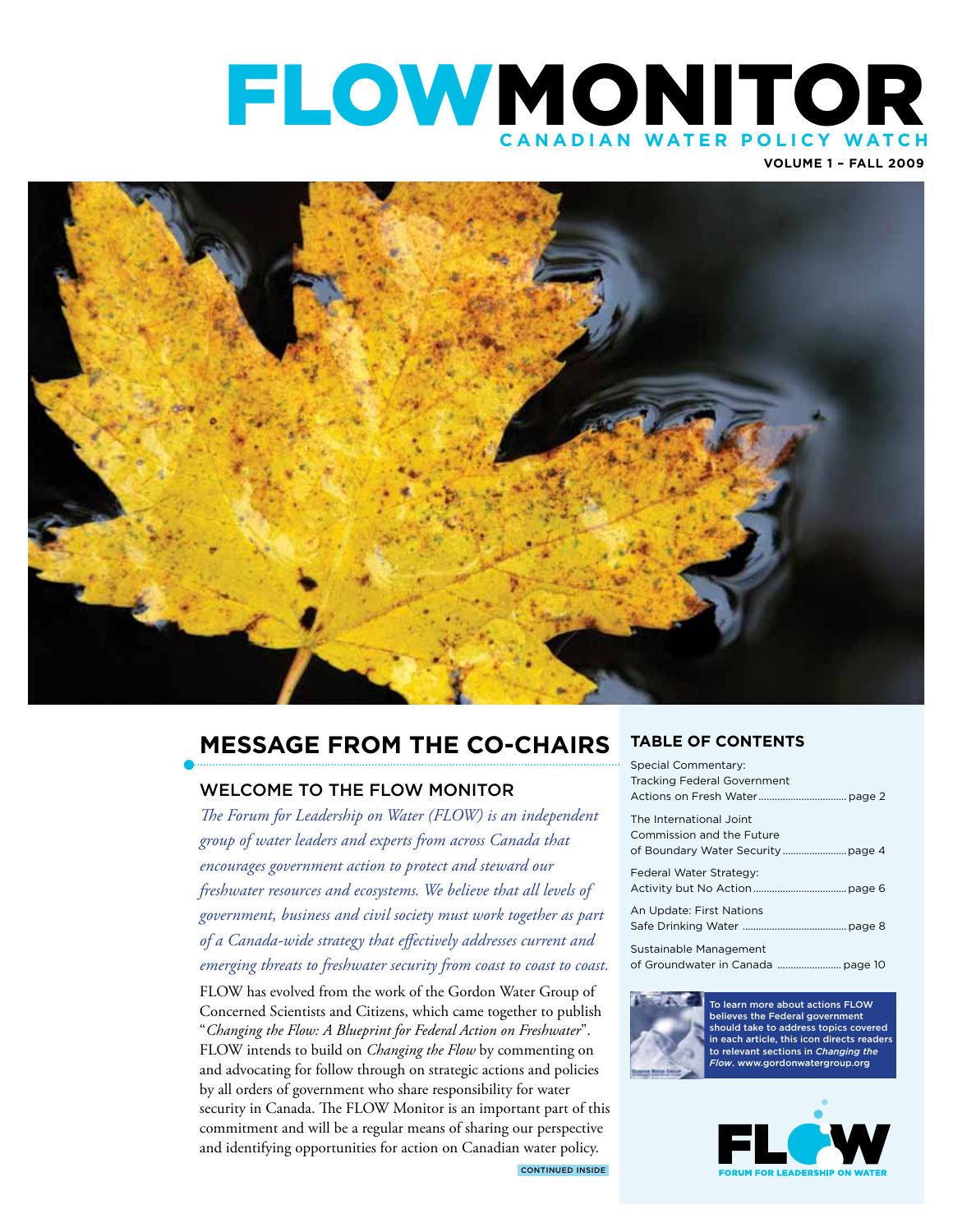# FLOWMONITOR

CANADIAN WATER POLICY WATCH

VOLUME 1 – FALL 2009

## MESSAGE FROM THE CO-CHAIRS

### WELCOME TO THE FLOW MONITOR

*The Forum for Leadership on Water (FLOW) is an independent group of water leaders and experts from across Canada that encourages government action to protect and steward our freshwater resources and ecosystems. We believe that all levels of government, business and civil society must work together as part of a Canada-wide strategy that effectively addresses current and emerging threats to freshwater security from coast to coast.*

FLOW has evolved from the work of the Gordon Water Group of Concerned Scientists and Citizens, which came together to publish "*Changing the Flow: A Blueprint for Federal Action on Freshwater*". FLOW intends to build on *Changing the Flow* by commenting on and advocating for follow through on strategic actions and policies by all orders of government who share responsibility for water security in Canada. The FLOW Monitor is an important part of this commitment and will be a regular means of sharing our perspective and identifying opportunities for action on Canadian water policy.

CONTINUED INSIDE

## TABLE OF CONTENTS

- Special Commentary: Tracking Federal Government Actions on Fresh Water ........ page 2
- The International Joint Commission and the Future of Boundary Water Security ........ page 4
- Federal Water Strategy: Activity but No Action ........ page 6
- An Update: First Nations Safe Drinking Water ........ page 8
- Sustainable Management of Groundwater in Canada ........ page 10

To learn more about actions FLOW believes the Federal government should take to address topics covered in each article, this icon directs readers to relevant sections in *Changing the Flow*. www.gordonwatergroup.org

FLOW — FORUM FOR LEADERSHIP ON WATER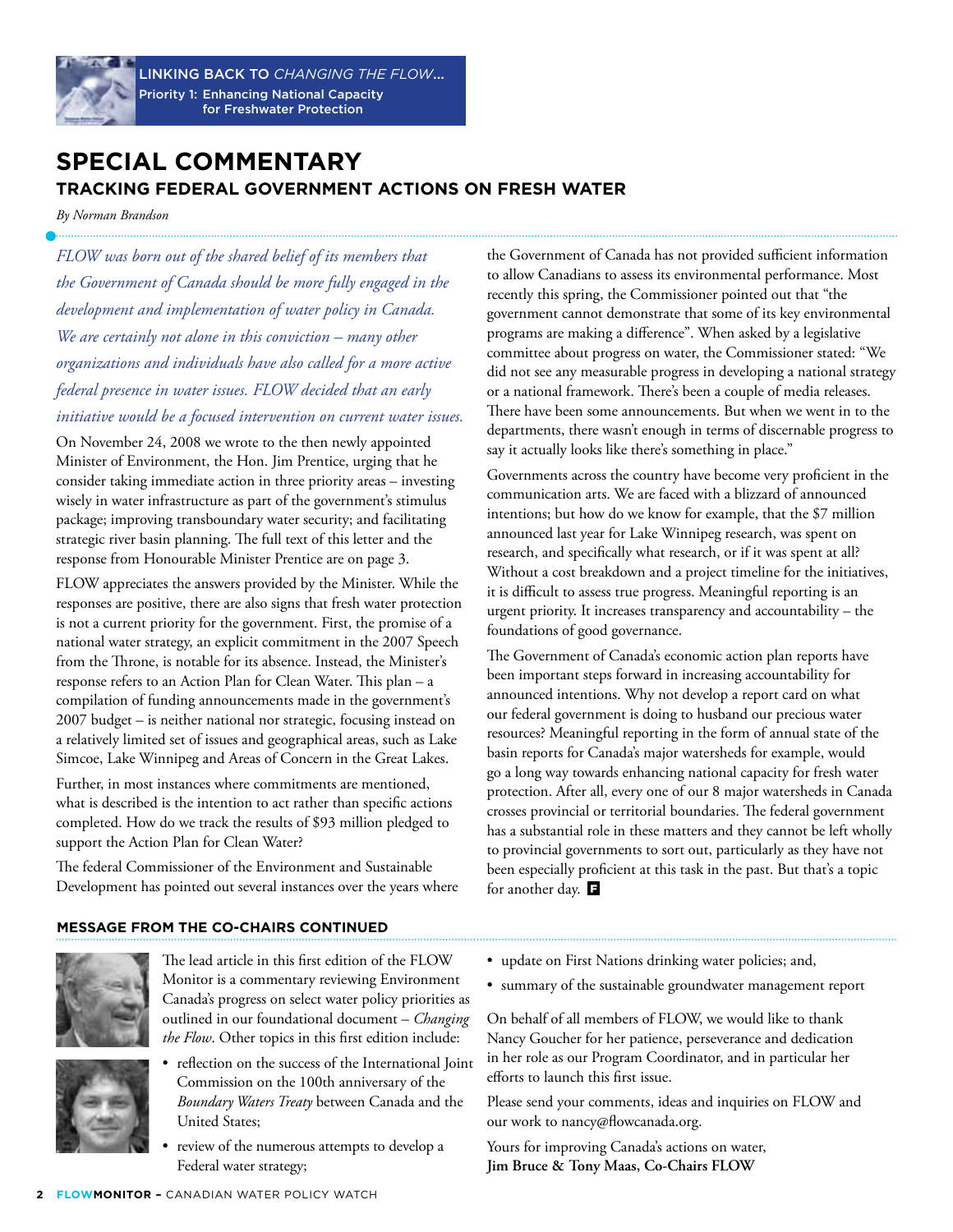LINKING BACK TO *CHANGING THE FLOW*...
Priority 1: Enhancing National Capacity for Freshwater Protection

# SPECIAL COMMENTARY

## TRACKING FEDERAL GOVERNMENT ACTIONS ON FRESH WATER

*By Norman Brandson*

*FLOW was born out of the shared belief of its members that the Government of Canada should be more fully engaged in the development and implementation of water policy in Canada. We are certainly not alone in this conviction – many other organizations and individuals have also called for a more active federal presence in water issues. FLOW decided that an early initiative would be a focused intervention on current water issues.*

On November 24, 2008 we wrote to the then newly appointed Minister of Environment, the Hon. Jim Prentice, urging that he consider taking immediate action in three priority areas – investing wisely in water infrastructure as part of the government's stimulus package; improving transboundary water security; and facilitating strategic river basin planning. The full text of this letter and the response from Honourable Minister Prentice are on page 3.

FLOW appreciates the answers provided by the Minister. While the responses are positive, there are also signs that fresh water protection is not a current priority for the government. First, the promise of a national water strategy, an explicit commitment in the 2007 Speech from the Throne, is notable for its absence. Instead, the Minister's response refers to an Action Plan for Clean Water. This plan – a compilation of funding announcements made in the government's 2007 budget – is neither national nor strategic, focusing instead on a relatively limited set of issues and geographical areas, such as Lake Simcoe, Lake Winnipeg and Areas of Concern in the Great Lakes.

Further, in most instances where commitments are mentioned, what is described is the intention to act rather than specific actions completed. How do we track the results of $93 million pledged to support the Action Plan for Clean Water?

The federal Commissioner of the Environment and Sustainable Development has pointed out several instances over the years where the Government of Canada has not provided sufficient information to allow Canadians to assess its environmental performance. Most recently this spring, the Commissioner pointed out that "the government cannot demonstrate that some of its key environmental programs are making a difference". When asked by a legislative committee about progress on water, the Commissioner stated: "We did not see any measurable progress in developing a national strategy or a national framework. There's been a couple of media releases. There have been some announcements. But when we went in to the departments, there wasn't enough in terms of discernable progress to say it actually looks like there's something in place."

Governments across the country have become very proficient in the communication arts. We are faced with a blizzard of announced intentions; but how do we know for example, that the $7 million announced last year for Lake Winnipeg research, was spent on research, and specifically what research, or if it was spent at all? Without a cost breakdown and a project timeline for the initiatives, it is difficult to assess true progress. Meaningful reporting is an urgent priority. It increases transparency and accountability – the foundations of good governance.

The Government of Canada's economic action plan reports have been important steps forward in increasing accountability for announced intentions. Why not develop a report card on what our federal government is doing to husband our precious water resources? Meaningful reporting in the form of annual state of the basin reports for Canada's major watersheds for example, would go a long way towards enhancing national capacity for fresh water protection. After all, every one of our 8 major watersheds in Canada crosses provincial or territorial boundaries. The federal government has a substantial role in these matters and they cannot be left wholly to provincial governments to sort out, particularly as they have not been especially proficient at this task in the past. But that's a topic for another day.

### MESSAGE FROM THE CO-CHAIRS CONTINUED

The lead article in this first edition of the FLOW Monitor is a commentary reviewing Environment Canada's progress on select water policy priorities as outlined in our foundational document – *Changing the Flow*. Other topics in this first edition include:

- reflection on the success of the International Joint Commission on the 100th anniversary of the *Boundary Waters Treaty* between Canada and the United States;
- review of the numerous attempts to develop a Federal water strategy;
- update on First Nations drinking water policies; and,
- summary of the sustainable groundwater management report

On behalf of all members of FLOW, we would like to thank Nancy Goucher for her patience, perseverance and dedication in her role as our Program Coordinator, and in particular her efforts to launch this first issue.

Please send your comments, ideas and inquiries on FLOW and our work to nancy@flowcanada.org.

Yours for improving Canada's actions on water,
**Jim Bruce & Tony Maas, Co-Chairs FLOW**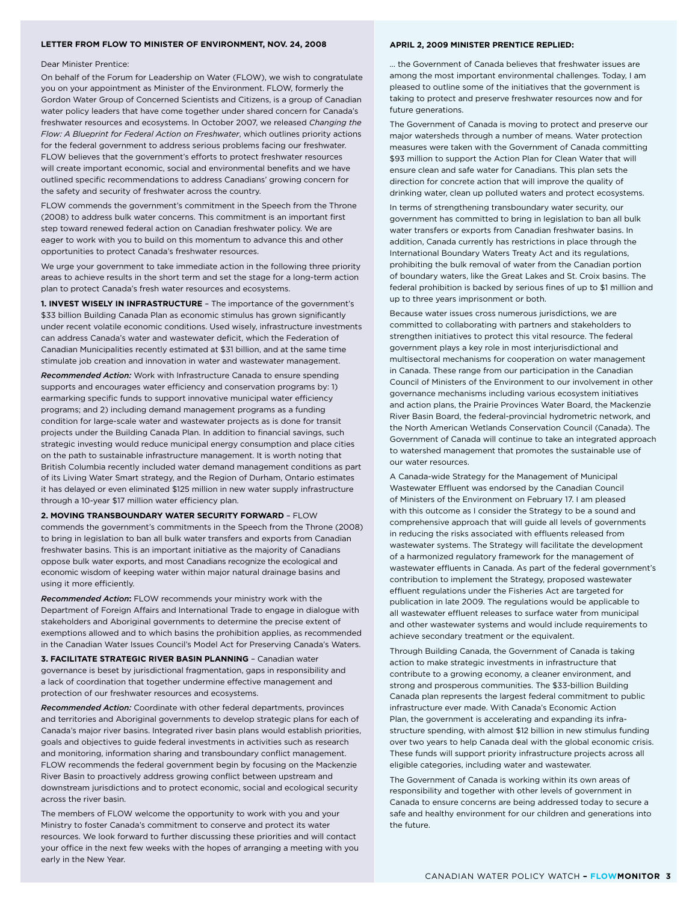## LETTER FROM FLOW TO MINISTER OF ENVIRONMENT, NOV. 24, 2008

Dear Minister Prentice:

On behalf of the Forum for Leadership on Water (FLOW), we wish to congratulate you on your appointment as Minister of the Environment. FLOW, formerly the Gordon Water Group of Concerned Scientists and Citizens, is a group of Canadian water policy leaders that have come together under shared concern for Canada's freshwater resources and ecosystems. In October 2007, we released *Changing the Flow: A Blueprint for Federal Action on Freshwater*, which outlines priority actions for the federal government to address serious problems facing our freshwater. FLOW believes that the government's efforts to protect freshwater resources will create important economic, social and environmental benefits and we have outlined specific recommendations to address Canadians' growing concern for the safety and security of freshwater across the country.

FLOW commends the government's commitment in the Speech from the Throne (2008) to address bulk water concerns. This commitment is an important first step toward renewed federal action on Canadian freshwater policy. We are eager to work with you to build on this momentum to advance this and other opportunities to protect Canada's freshwater resources.

We urge your government to take immediate action in the following three priority areas to achieve results in the short term and set the stage for a long-term action plan to protect Canada's fresh water resources and ecosystems.

**1. INVEST WISELY IN INFRASTRUCTURE** – The importance of the government's $33 billion Building Canada Plan as economic stimulus has grown significantly under recent volatile economic conditions. Used wisely, infrastructure investments can address Canada's water and wastewater deficit, which the Federation of Canadian Municipalities recently estimated at $31 billion, and at the same time stimulate job creation and innovation in water and wastewater management.

***Recommended Action:*** Work with Infrastructure Canada to ensure spending supports and encourages water efficiency and conservation programs by: 1) earmarking specific funds to support innovative municipal water efficiency programs; and 2) including demand management programs as a funding condition for large-scale water and wastewater projects as is done for transit projects under the Building Canada Plan. In addition to financial savings, such strategic investing would reduce municipal energy consumption and place cities on the path to sustainable infrastructure management. It is worth noting that British Columbia recently included water demand management conditions as part of its Living Water Smart strategy, and the Region of Durham, Ontario estimates it has delayed or even eliminated $125 million in new water supply infrastructure through a 10-year $17 million water efficiency plan.

**2. MOVING TRANSBOUNDARY WATER SECURITY FORWARD** – FLOW commends the government's commitments in the Speech from the Throne (2008) to bring in legislation to ban all bulk water transfers and exports from Canadian freshwater basins. This is an important initiative as the majority of Canadians oppose bulk water exports, and most Canadians recognize the ecological and economic wisdom of keeping water within major natural drainage basins and using it more efficiently.

***Recommended Action*:** FLOW recommends your ministry work with the Department of Foreign Affairs and International Trade to engage in dialogue with stakeholders and Aboriginal governments to determine the precise extent of exemptions allowed and to which basins the prohibition applies, as recommended in the Canadian Water Issues Council's Model Act for Preserving Canada's Waters.

**3. FACILITATE STRATEGIC RIVER BASIN PLANNING** – Canadian water governance is beset by jurisdictional fragmentation, gaps in responsibility and a lack of coordination that together undermine effective management and protection of our freshwater resources and ecosystems.

***Recommended Action:*** Coordinate with other federal departments, provinces and territories and Aboriginal governments to develop strategic plans for each of Canada's major river basins. Integrated river basin plans would establish priorities, goals and objectives to guide federal investments in activities such as research and monitoring, information sharing and transboundary conflict management. FLOW recommends the federal government begin by focusing on the Mackenzie River Basin to proactively address growing conflict between upstream and downstream jurisdictions and to protect economic, social and ecological security across the river basin.

The members of FLOW welcome the opportunity to work with you and your Ministry to foster Canada's commitment to conserve and protect its water resources. We look forward to further discussing these priorities and will contact your office in the next few weeks with the hopes of arranging a meeting with you early in the New Year.

## APRIL 2, 2009 MINISTER PRENTICE REPLIED:

… the Government of Canada believes that freshwater issues are among the most important environmental challenges. Today, I am pleased to outline some of the initiatives that the government is taking to protect and preserve freshwater resources now and for future generations.

The Government of Canada is moving to protect and preserve our major watersheds through a number of means. Water protection measures were taken with the Government of Canada committing $93 million to support the Action Plan for Clean Water that will ensure clean and safe water for Canadians. This plan sets the direction for concrete action that will improve the quality of drinking water, clean up polluted waters and protect ecosystems.

In terms of strengthening transboundary water security, our government has committed to bring in legislation to ban all bulk water transfers or exports from Canadian freshwater basins. In addition, Canada currently has restrictions in place through the International Boundary Waters Treaty Act and its regulations, prohibiting the bulk removal of water from the Canadian portion of boundary waters, like the Great Lakes and St. Croix basins. The federal prohibition is backed by serious fines of up to $1 million and up to three years imprisonment or both.

Because water issues cross numerous jurisdictions, we are committed to collaborating with partners and stakeholders to strengthen initiatives to protect this vital resource. The federal government plays a key role in most interjurisdictional and multisectoral mechanisms for cooperation on water management in Canada. These range from our participation in the Canadian Council of Ministers of the Environment to our involvement in other governance mechanisms including various ecosystem initiatives and action plans, the Prairie Provinces Water Board, the Mackenzie River Basin Board, the federal-provincial hydrometric network, and the North American Wetlands Conservation Council (Canada). The Government of Canada will continue to take an integrated approach to watershed management that promotes the sustainable use of our water resources.

A Canada-wide Strategy for the Management of Municipal Wastewater Effluent was endorsed by the Canadian Council of Ministers of the Environment on February 17. I am pleased with this outcome as I consider the Strategy to be a sound and comprehensive approach that will guide all levels of governments in reducing the risks associated with effluents released from wastewater systems. The Strategy will facilitate the development of a harmonized regulatory framework for the management of wastewater effluents in Canada. As part of the federal government's contribution to implement the Strategy, proposed wastewater effluent regulations under the Fisheries Act are targeted for publication in late 2009. The regulations would be applicable to all wastewater effluent releases to surface water from municipal and other wastewater systems and would include requirements to achieve secondary treatment or the equivalent.

Through Building Canada, the Government of Canada is taking action to make strategic investments in infrastructure that contribute to a growing economy, a cleaner environment, and strong and prosperous communities. The $33-billion Building Canada plan represents the largest federal commitment to public infrastructure ever made. With Canada's Economic Action Plan, the government is accelerating and expanding its infrastructure spending, with almost $12 billion in new stimulus funding over two years to help Canada deal with the global economic crisis. These funds will support priority infrastructure projects across all eligible categories, including water and wastewater.

The Government of Canada is working within its own areas of responsibility and together with other levels of government in Canada to ensure concerns are being addressed today to secure a safe and healthy environment for our children and generations into the future.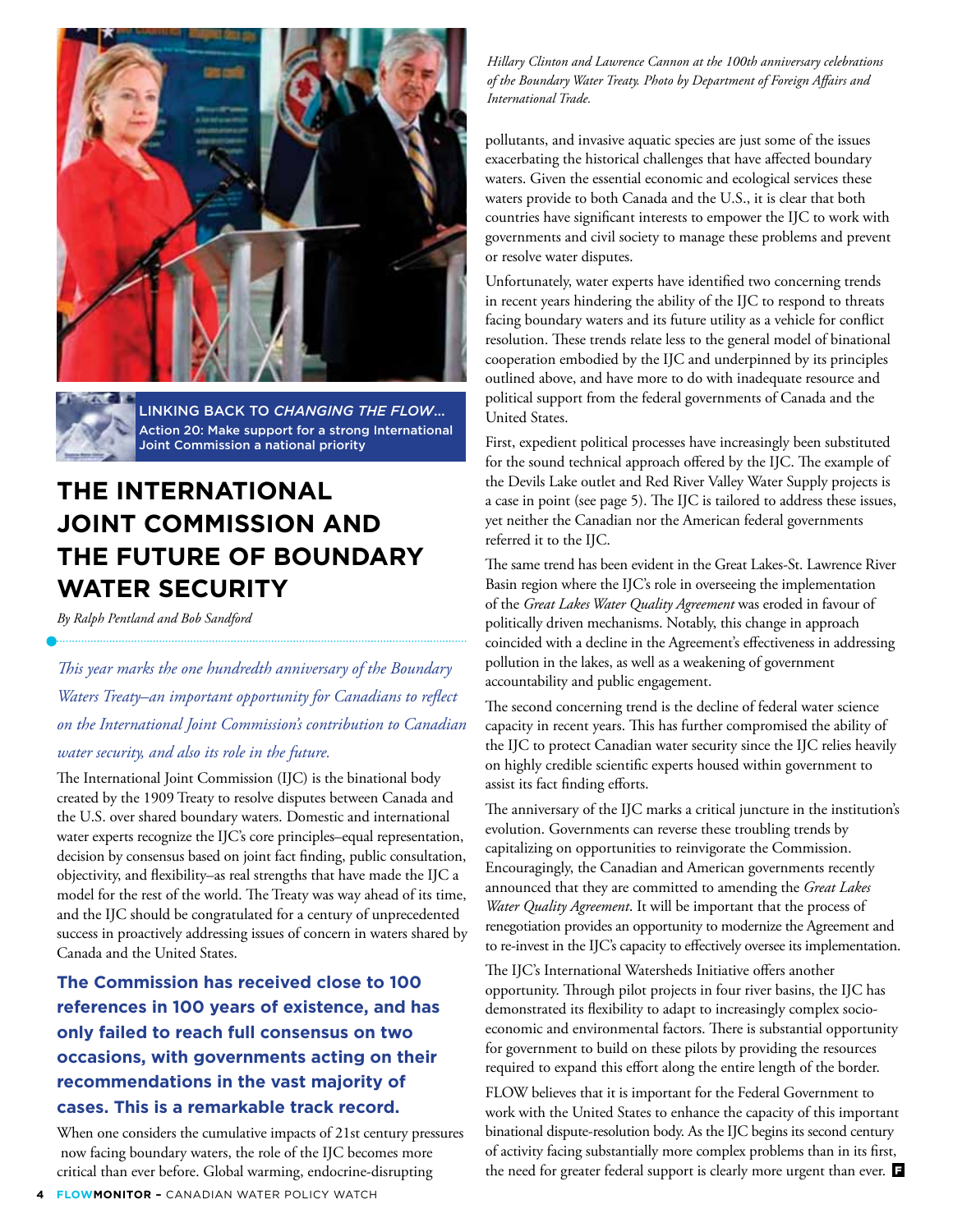LINKING BACK TO *CHANGING THE FLOW...*
Action 20: Make support for a strong International Joint Commission a national priority

# THE INTERNATIONAL JOINT COMMISSION AND THE FUTURE OF BOUNDARY WATER SECURITY

*By Ralph Pentland and Bob Sandford*

*This year marks the one hundredth anniversary of the Boundary Waters Treaty–an important opportunity for Canadians to reflect on the International Joint Commission's contribution to Canadian water security, and also its role in the future.*

The International Joint Commission (IJC) is the binational body created by the 1909 Treaty to resolve disputes between Canada and the U.S. over shared boundary waters. Domestic and international water experts recognize the IJC's core principles–equal representation, decision by consensus based on joint fact finding, public consultation, objectivity, and flexibility–as real strengths that have made the IJC a model for the rest of the world. The Treaty was way ahead of its time, and the IJC should be congratulated for a century of unprecedented success in proactively addressing issues of concern in waters shared by Canada and the United States.

**The Commission has received close to 100 references in 100 years of existence, and has only failed to reach full consensus on two occasions, with governments acting on their recommendations in the vast majority of cases. This is a remarkable track record.**

When one considers the cumulative impacts of 21st century pressures now facing boundary waters, the role of the IJC becomes more critical than ever before. Global warming, endocrine-disrupting pollutants, and invasive aquatic species are just some of the issues exacerbating the historical challenges that have affected boundary waters. Given the essential economic and ecological services these waters provide to both Canada and the U.S., it is clear that both countries have significant interests to empower the IJC to work with governments and civil society to manage these problems and prevent or resolve water disputes.

*Hillary Clinton and Lawrence Cannon at the 100th anniversary celebrations of the Boundary Water Treaty. Photo by Department of Foreign Affairs and International Trade.*

Unfortunately, water experts have identified two concerning trends in recent years hindering the ability of the IJC to respond to threats facing boundary waters and its future utility as a vehicle for conflict resolution. These trends relate less to the general model of binational cooperation embodied by the IJC and underpinned by its principles outlined above, and have more to do with inadequate resource and political support from the federal governments of Canada and the United States.

First, expedient political processes have increasingly been substituted for the sound technical approach offered by the IJC. The example of the Devils Lake outlet and Red River Valley Water Supply projects is a case in point (see page 5). The IJC is tailored to address these issues, yet neither the Canadian nor the American federal governments referred it to the IJC.

The same trend has been evident in the Great Lakes-St. Lawrence River Basin region where the IJC's role in overseeing the implementation of the *Great Lakes Water Quality Agreement* was eroded in favour of politically driven mechanisms. Notably, this change in approach coincided with a decline in the Agreement's effectiveness in addressing pollution in the lakes, as well as a weakening of government accountability and public engagement.

The second concerning trend is the decline of federal water science capacity in recent years. This has further compromised the ability of the IJC to protect Canadian water security since the IJC relies heavily on highly credible scientific experts housed within government to assist its fact finding efforts.

The anniversary of the IJC marks a critical juncture in the institution's evolution. Governments can reverse these troubling trends by capitalizing on opportunities to reinvigorate the Commission. Encouragingly, the Canadian and American governments recently announced that they are committed to amending the *Great Lakes Water Quality Agreement*. It will be important that the process of renegotiation provides an opportunity to modernize the Agreement and to re-invest in the IJC's capacity to effectively oversee its implementation.

The IJC's International Watersheds Initiative offers another opportunity. Through pilot projects in four river basins, the IJC has demonstrated its flexibility to adapt to increasingly complex socio-economic and environmental factors. There is substantial opportunity for government to build on these pilots by providing the resources required to expand this effort along the entire length of the border.

FLOW believes that it is important for the Federal Government to work with the United States to enhance the capacity of this important binational dispute-resolution body. As the IJC begins its second century of activity facing substantially more complex problems than in its first, the need for greater federal support is clearly more urgent than ever.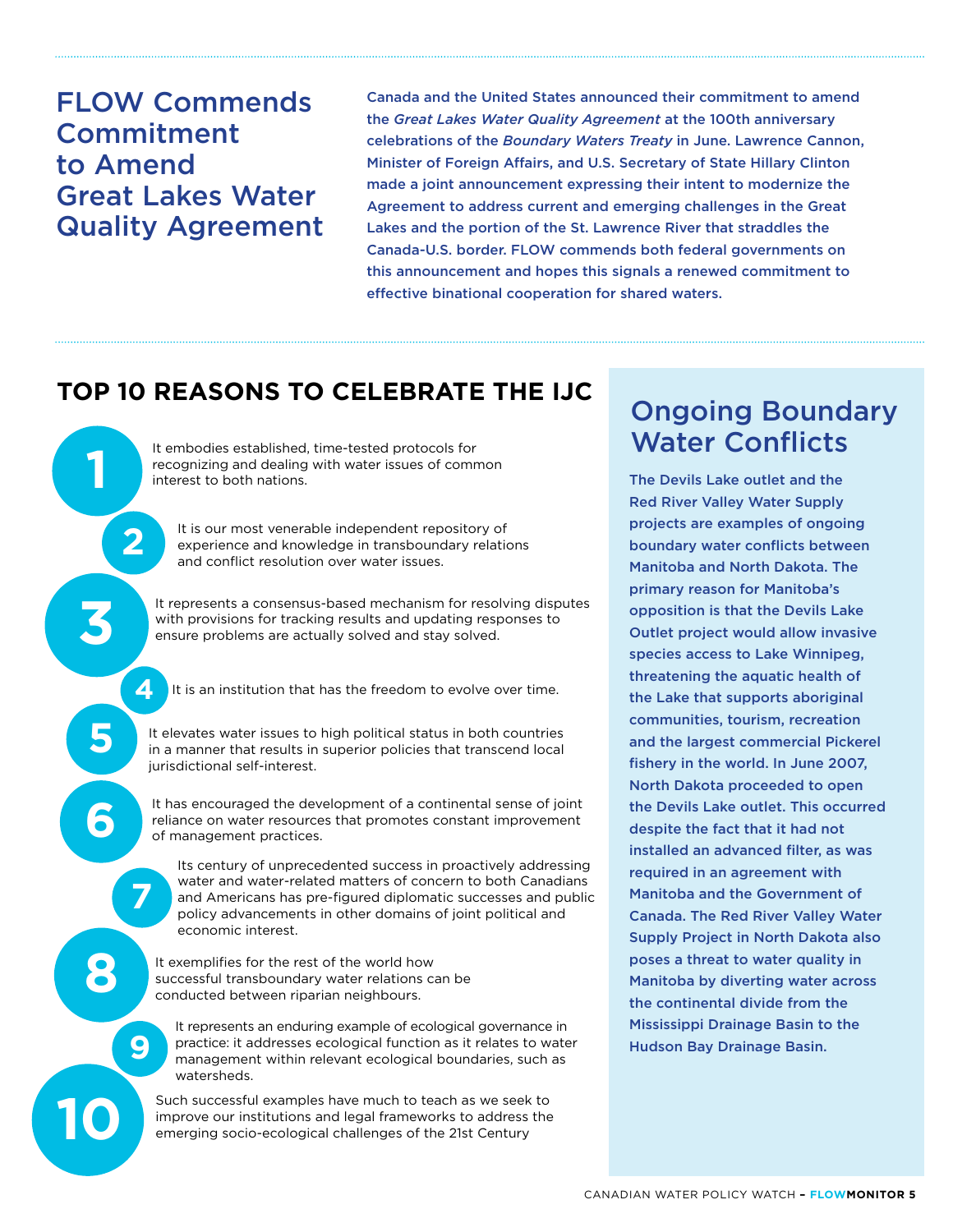## FLOW Commends Commitment to Amend Great Lakes Water Quality Agreement

**Canada and the United States announced their commitment to amend the *Great Lakes Water Quality Agreement* at the 100th anniversary celebrations of the *Boundary Waters Treaty* in June. Lawrence Cannon, Minister of Foreign Affairs, and U.S. Secretary of State Hillary Clinton made a joint announcement expressing their intent to modernize the Agreement to address current and emerging challenges in the Great Lakes and the portion of the St. Lawrence River that straddles the Canada-U.S. border. FLOW commends both federal governments on this announcement and hopes this signals a renewed commitment to effective binational cooperation for shared waters.**

## TOP 10 REASONS TO CELEBRATE THE IJC

1. It embodies established, time-tested protocols for recognizing and dealing with water issues of common interest to both nations.
2. It is our most venerable independent repository of experience and knowledge in transboundary relations and conflict resolution over water issues.
3. It represents a consensus-based mechanism for resolving disputes with provisions for tracking results and updating responses to ensure problems are actually solved and stay solved.
4. It is an institution that has the freedom to evolve over time.
5. It elevates water issues to high political status in both countries in a manner that results in superior policies that transcend local jurisdictional self-interest.
6. It has encouraged the development of a continental sense of joint reliance on water resources that promotes constant improvement of management practices.
7. Its century of unprecedented success in proactively addressing water and water-related matters of concern to both Canadians and Americans has pre-figured diplomatic successes and public policy advancements in other domains of joint political and economic interest.
8. It exemplifies for the rest of the world how successful transboundary water relations can be conducted between riparian neighbours.
9. It represents an enduring example of ecological governance in practice: it addresses ecological function as it relates to water management within relevant ecological boundaries, such as watersheds.
10. Such successful examples have much to teach as we seek to improve our institutions and legal frameworks to address the emerging socio-ecological challenges of the 21st Century

## Ongoing Boundary Water Conflicts

**The Devils Lake outlet and the Red River Valley Water Supply projects are examples of ongoing boundary water conflicts between Manitoba and North Dakota. The primary reason for Manitoba's opposition is that the Devils Lake Outlet project would allow invasive species access to Lake Winnipeg, threatening the aquatic health of the Lake that supports aboriginal communities, tourism, recreation and the largest commercial Pickerel fishery in the world. In June 2007, North Dakota proceeded to open the Devils Lake outlet. This occurred despite the fact that it had not installed an advanced filter, as was required in an agreement with Manitoba and the Government of Canada. The Red River Valley Water Supply Project in North Dakota also poses a threat to water quality in Manitoba by diverting water across the continental divide from the Mississippi Drainage Basin to the Hudson Bay Drainage Basin.**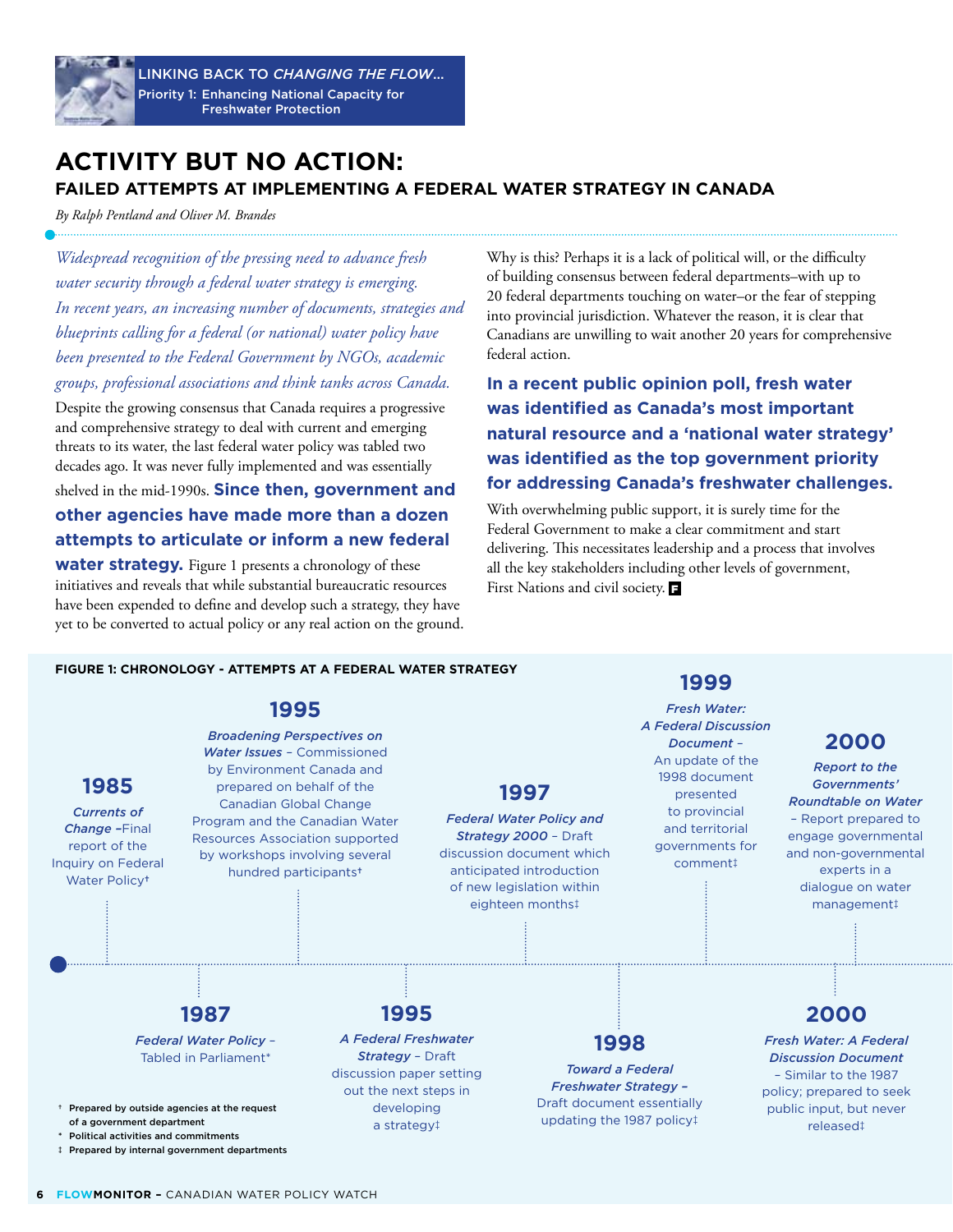LINKING BACK TO *CHANGING THE FLOW…*
Priority 1: Enhancing National Capacity for Freshwater Protection

# ACTIVITY BUT NO ACTION:
## FAILED ATTEMPTS AT IMPLEMENTING A FEDERAL WATER STRATEGY IN CANADA

*By Ralph Pentland and Oliver M. Brandes*

*Widespread recognition of the pressing need to advance fresh water security through a federal water strategy is emerging. In recent years, an increasing number of documents, strategies and blueprints calling for a federal (or national) water policy have been presented to the Federal Government by NGOs, academic groups, professional associations and think tanks across Canada.*

Despite the growing consensus that Canada requires a progressive and comprehensive strategy to deal with current and emerging threats to its water, the last federal water policy was tabled two decades ago. It was never fully implemented and was essentially shelved in the mid-1990s. **Since then, government and other agencies have made more than a dozen attempts to articulate or inform a new federal water strategy.** Figure 1 presents a chronology of these initiatives and reveals that while substantial bureaucratic resources have been expended to define and develop such a strategy, they have yet to be converted to actual policy or any real action on the ground.

Why is this? Perhaps it is a lack of political will, or the difficulty of building consensus between federal departments–with up to 20 federal departments touching on water–or the fear of stepping into provincial jurisdiction. Whatever the reason, it is clear that Canadians are unwilling to wait another 20 years for comprehensive federal action.

**In a recent public opinion poll, fresh water was identified as Canada's most important natural resource and a 'national water strategy' was identified as the top government priority for addressing Canada's freshwater challenges.**

With overwhelming public support, it is surely time for the Federal Government to make a clear commitment and start delivering. This necessitates leadership and a process that involves all the key stakeholders including other levels of government, First Nations and civil society.

**FIGURE 1: CHRONOLOGY - ATTEMPTS AT A FEDERAL WATER STRATEGY**

**1985** — *Currents of Change* – Final report of the Inquiry on Federal Water Policy†

**1987** — *Federal Water Policy* – Tabled in Parliament*

**1995** — *Broadening Perspectives on Water Issues* – Commissioned by Environment Canada and prepared on behalf of the Canadian Global Change Program and the Canadian Water Resources Association supported by workshops involving several hundred participants†

**1995** — *A Federal Freshwater Strategy* – Draft discussion paper setting out the next steps in developing a strategy‡

**1997** — *Federal Water Policy and Strategy 2000* – Draft discussion document which anticipated introduction of new legislation within eighteen months‡

**1998** — *Toward a Federal Freshwater Strategy* – Draft document essentially updating the 1987 policy‡

**1999** — *Fresh Water: A Federal Discussion Document* – An update of the 1998 document presented to provincial and territorial governments for comment‡

**2000** — *Report to the Governments' Roundtable on Water* – Report prepared to engage governmental and non-governmental experts in a dialogue on water management‡

**2000** — *Fresh Water: A Federal Discussion Document* – Similar to the 1987 policy; prepared to seek public input, but never released‡

† Prepared by outside agencies at the request of a government department
* Political activities and commitments
‡ Prepared by internal government departments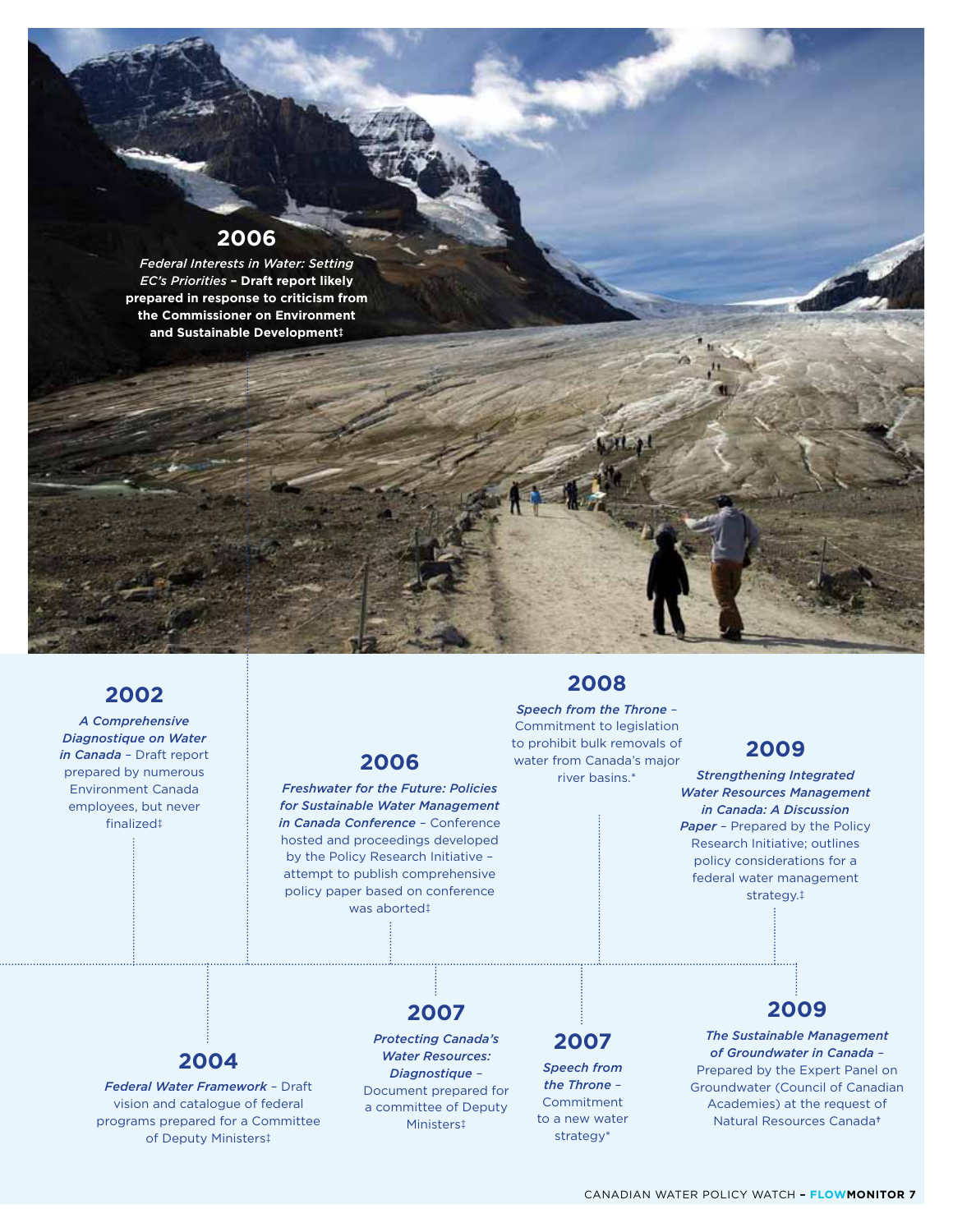## 2006

*Federal Interests in Water: Setting EC's Priorities* **– Draft report likely prepared in response to criticism from the Commissioner on Environment and Sustainable Development‡**

## 2002

***A Comprehensive Diagnostique on Water in Canada*** – Draft report prepared by numerous Environment Canada employees, but never finalized‡

## 2004

***Federal Water Framework*** – Draft vision and catalogue of federal programs prepared for a Committee of Deputy Ministers‡

## 2006

***Freshwater for the Future: Policies for Sustainable Water Management in Canada Conference*** – Conference hosted and proceedings developed by the Policy Research Initiative – attempt to publish comprehensive policy paper based on conference was aborted‡

## 2007

***Protecting Canada's Water Resources: Diagnostique*** – Document prepared for a committee of Deputy Ministers‡

## 2007

***Speech from the Throne*** – Commitment to a new water strategy*

## 2008

***Speech from the Throne*** – Commitment to legislation to prohibit bulk removals of water from Canada's major river basins.*

## 2009

***Strengthening Integrated Water Resources Management in Canada: A Discussion Paper*** – Prepared by the Policy Research Initiative; outlines policy considerations for a federal water management strategy.‡

## 2009

***The Sustainable Management of Groundwater in Canada*** – Prepared by the Expert Panel on Groundwater (Council of Canadian Academies) at the request of Natural Resources Canada†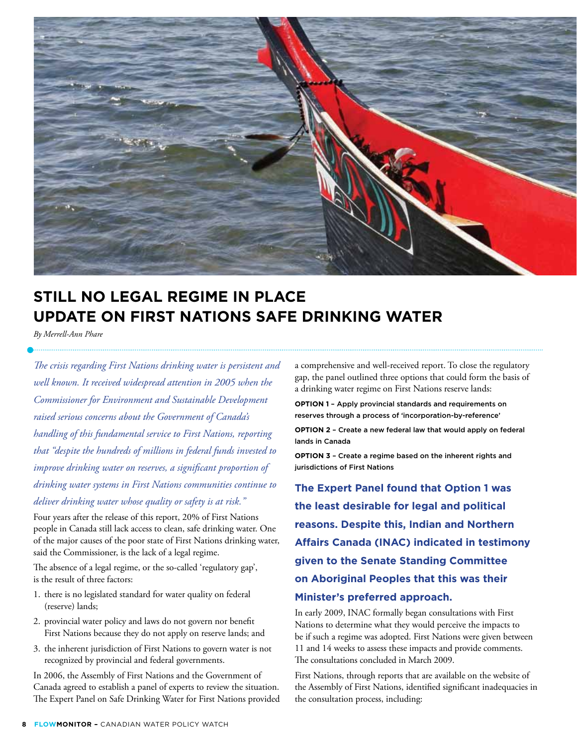# STILL NO LEGAL REGIME IN PLACE UPDATE ON FIRST NATIONS SAFE DRINKING WATER

*By Merrell-Ann Phare*

*The crisis regarding First Nations drinking water is persistent and well known. It received widespread attention in 2005 when the Commissioner for Environment and Sustainable Development raised serious concerns about the Government of Canada's handling of this fundamental service to First Nations, reporting that "despite the hundreds of millions in federal funds invested to improve drinking water on reserves, a significant proportion of drinking water systems in First Nations communities continue to deliver drinking water whose quality or safety is at risk."*

Four years after the release of this report, 20% of First Nations people in Canada still lack access to clean, safe drinking water. One of the major causes of the poor state of First Nations drinking water, said the Commissioner, is the lack of a legal regime.

The absence of a legal regime, or the so-called 'regulatory gap', is the result of three factors:

1. there is no legislated standard for water quality on federal (reserve) lands;
2. provincial water policy and laws do not govern nor benefit First Nations because they do not apply on reserve lands; and
3. the inherent jurisdiction of First Nations to govern water is not recognized by provincial and federal governments.

In 2006, the Assembly of First Nations and the Government of Canada agreed to establish a panel of experts to review the situation. The Expert Panel on Safe Drinking Water for First Nations provided a comprehensive and well-received report. To close the regulatory gap, the panel outlined three options that could form the basis of a drinking water regime on First Nations reserve lands:

**OPTION 1** – Apply provincial standards and requirements on reserves through a process of 'incorporation-by-reference'

**OPTION 2** – Create a new federal law that would apply on federal lands in Canada

**OPTION 3** – Create a regime based on the inherent rights and jurisdictions of First Nations

**The Expert Panel found that Option 1 was the least desirable for legal and political reasons. Despite this, Indian and Northern Affairs Canada (INAC) indicated in testimony given to the Senate Standing Committee on Aboriginal Peoples that this was their Minister's preferred approach.**

In early 2009, INAC formally began consultations with First Nations to determine what they would perceive the impacts to be if such a regime was adopted. First Nations were given between 11 and 14 weeks to assess these impacts and provide comments. The consultations concluded in March 2009.

First Nations, through reports that are available on the website of the Assembly of First Nations, identified significant inadequacies in the consultation process, including: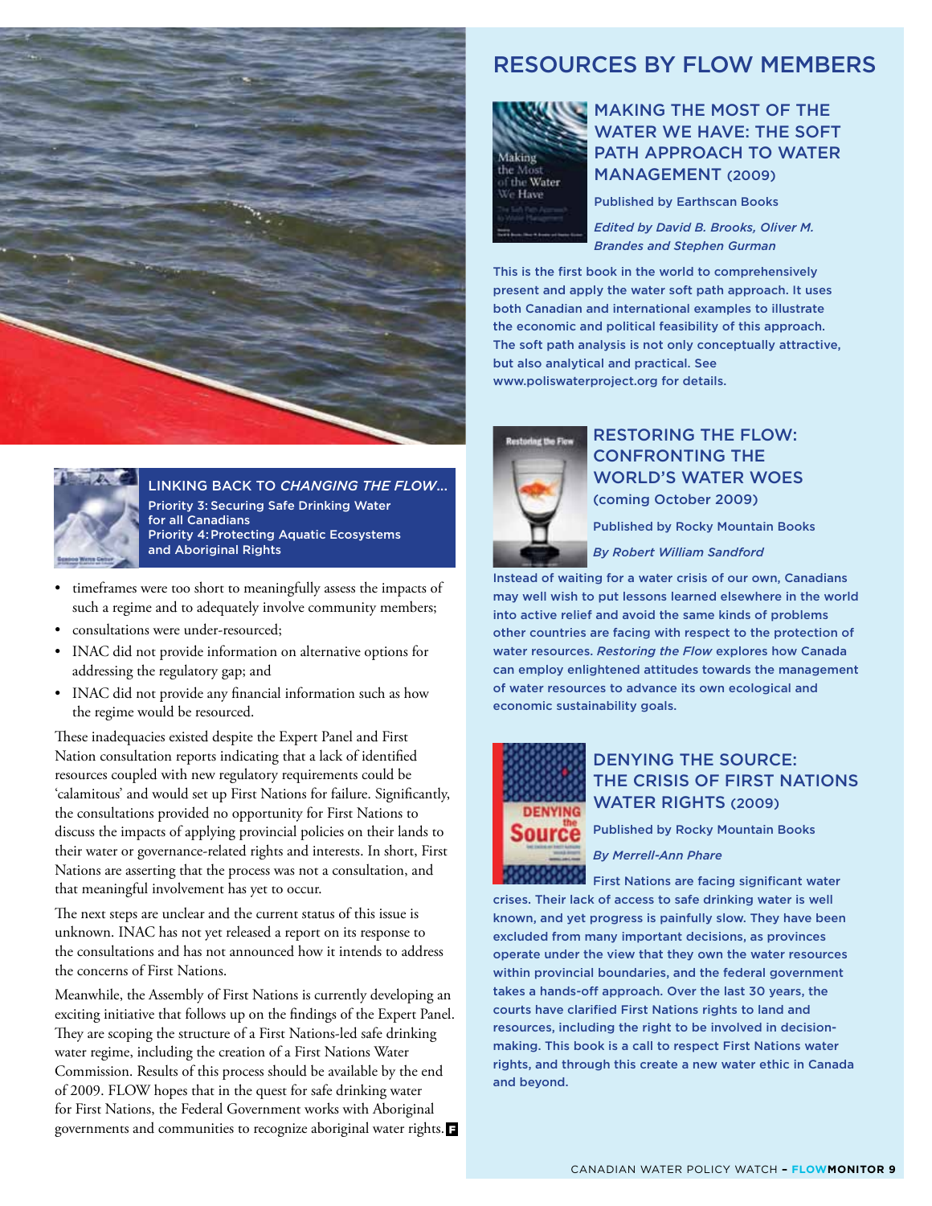**LINKING BACK TO *CHANGING THE FLOW*...**
Priority 3: Securing Safe Drinking Water for all Canadians
Priority 4: Protecting Aquatic Ecosystems and Aboriginal Rights

- timeframes were too short to meaningfully assess the impacts of such a regime and to adequately involve community members;
- consultations were under-resourced;
- INAC did not provide information on alternative options for addressing the regulatory gap; and
- INAC did not provide any financial information such as how the regime would be resourced.

These inadequacies existed despite the Expert Panel and First Nation consultation reports indicating that a lack of identified resources coupled with new regulatory requirements could be 'calamitous' and would set up First Nations for failure. Significantly, the consultations provided no opportunity for First Nations to discuss the impacts of applying provincial policies on their lands to their water or governance-related rights and interests. In short, First Nations are asserting that the process was not a consultation, and that meaningful involvement has yet to occur.

The next steps are unclear and the current status of this issue is unknown. INAC has not yet released a report on its response to the consultations and has not announced how it intends to address the concerns of First Nations.

Meanwhile, the Assembly of First Nations is currently developing an exciting initiative that follows up on the findings of the Expert Panel. They are scoping the structure of a First Nations-led safe drinking water regime, including the creation of a First Nations Water Commission. Results of this process should be available by the end of 2009. FLOW hopes that in the quest for safe drinking water for First Nations, the Federal Government works with Aboriginal governments and communities to recognize aboriginal water rights.

# RESOURCES BY FLOW MEMBERS

## MAKING THE MOST OF THE WATER WE HAVE: THE SOFT PATH APPROACH TO WATER MANAGEMENT (2009)

Published by Earthscan Books

*Edited by David B. Brooks, Oliver M. Brandes and Stephen Gurman*

This is the first book in the world to comprehensively present and apply the water soft path approach. It uses both Canadian and international examples to illustrate the economic and political feasibility of this approach. The soft path analysis is not only conceptually attractive, but also analytical and practical. See www.poliswaterproject.org for details.

## RESTORING THE FLOW: CONFRONTING THE WORLD'S WATER WOES (coming October 2009)

Published by Rocky Mountain Books

*By Robert William Sandford*

Instead of waiting for a water crisis of our own, Canadians may well wish to put lessons learned elsewhere in the world into active relief and avoid the same kinds of problems other countries are facing with respect to the protection of water resources. *Restoring the Flow* explores how Canada can employ enlightened attitudes towards the management of water resources to advance its own ecological and economic sustainability goals.

## DENYING THE SOURCE: THE CRISIS OF FIRST NATIONS WATER RIGHTS (2009)

Published by Rocky Mountain Books

*By Merrell-Ann Phare*

First Nations are facing significant water crises. Their lack of access to safe drinking water is well known, and yet progress is painfully slow. They have been excluded from many important decisions, as provinces operate under the view that they own the water resources within provincial boundaries, and the federal government takes a hands-off approach. Over the last 30 years, the courts have clarified First Nations rights to land and resources, including the right to be involved in decision-making. This book is a call to respect First Nations water rights, and through this create a new water ethic in Canada and beyond.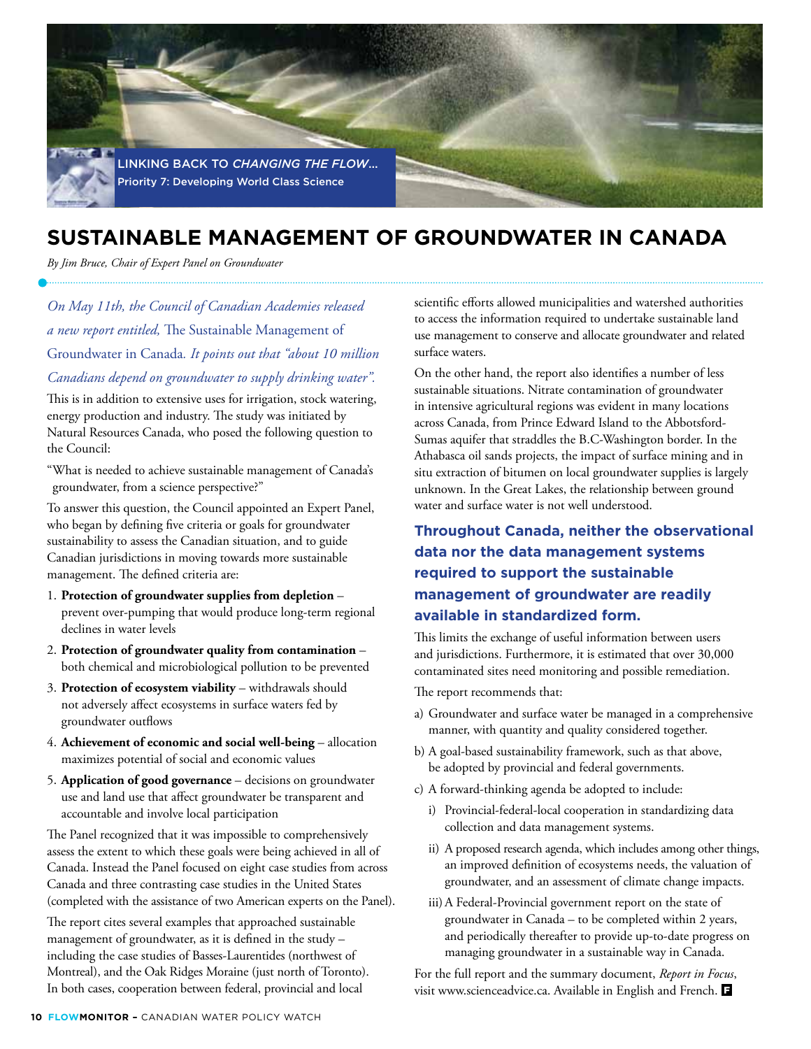LINKING BACK TO *CHANGING THE FLOW*...
Priority 7: Developing World Class Science

# SUSTAINABLE MANAGEMENT OF GROUNDWATER IN CANADA

*By Jim Bruce, Chair of Expert Panel on Groundwater*

*On May 11th, the Council of Canadian Academies released a new report entitled,* The Sustainable Management of Groundwater in Canada*. It points out that "about 10 million Canadians depend on groundwater to supply drinking water".*

This is in addition to extensive uses for irrigation, stock watering, energy production and industry. The study was initiated by Natural Resources Canada, who posed the following question to the Council:

"What is needed to achieve sustainable management of Canada's groundwater, from a science perspective?"

To answer this question, the Council appointed an Expert Panel, who began by defining five criteria or goals for groundwater sustainability to assess the Canadian situation, and to guide Canadian jurisdictions in moving towards more sustainable management. The defined criteria are:

1. **Protection of groundwater supplies from depletion** – prevent over-pumping that would produce long-term regional declines in water levels
2. **Protection of groundwater quality from contamination** – both chemical and microbiological pollution to be prevented
3. **Protection of ecosystem viability** – withdrawals should not adversely affect ecosystems in surface waters fed by groundwater outflows
4. **Achievement of economic and social well-being** – allocation maximizes potential of social and economic values
5. **Application of good governance** – decisions on groundwater use and land use that affect groundwater be transparent and accountable and involve local participation

The Panel recognized that it was impossible to comprehensively assess the extent to which these goals were being achieved in all of Canada. Instead the Panel focused on eight case studies from across Canada and three contrasting case studies in the United States (completed with the assistance of two American experts on the Panel).

The report cites several examples that approached sustainable management of groundwater, as it is defined in the study – including the case studies of Basses-Laurentides (northwest of Montreal), and the Oak Ridges Moraine (just north of Toronto). In both cases, cooperation between federal, provincial and local scientific efforts allowed municipalities and watershed authorities to access the information required to undertake sustainable land use management to conserve and allocate groundwater and related surface waters.

On the other hand, the report also identifies a number of less sustainable situations. Nitrate contamination of groundwater in intensive agricultural regions was evident in many locations across Canada, from Prince Edward Island to the Abbotsford-Sumas aquifer that straddles the B.C-Washington border. In the Athabasca oil sands projects, the impact of surface mining and in situ extraction of bitumen on local groundwater supplies is largely unknown. In the Great Lakes, the relationship between ground water and surface water is not well understood.

**Throughout Canada, neither the observational data nor the data management systems required to support the sustainable management of groundwater are readily available in standardized form.**

This limits the exchange of useful information between users and jurisdictions. Furthermore, it is estimated that over 30,000 contaminated sites need monitoring and possible remediation.

The report recommends that:

a) Groundwater and surface water be managed in a comprehensive manner, with quantity and quality considered together.

b) A goal-based sustainability framework, such as that above, be adopted by provincial and federal governments.

c) A forward-thinking agenda be adopted to include:

   i) Provincial-federal-local cooperation in standardizing data collection and data management systems.

   ii) A proposed research agenda, which includes among other things, an improved definition of ecosystems needs, the valuation of groundwater, and an assessment of climate change impacts.

   iii) A Federal-Provincial government report on the state of groundwater in Canada – to be completed within 2 years, and periodically thereafter to provide up-to-date progress on managing groundwater in a sustainable way in Canada.

For the full report and the summary document, *Report in Focus*, visit www.scienceadvice.ca. Available in English and French.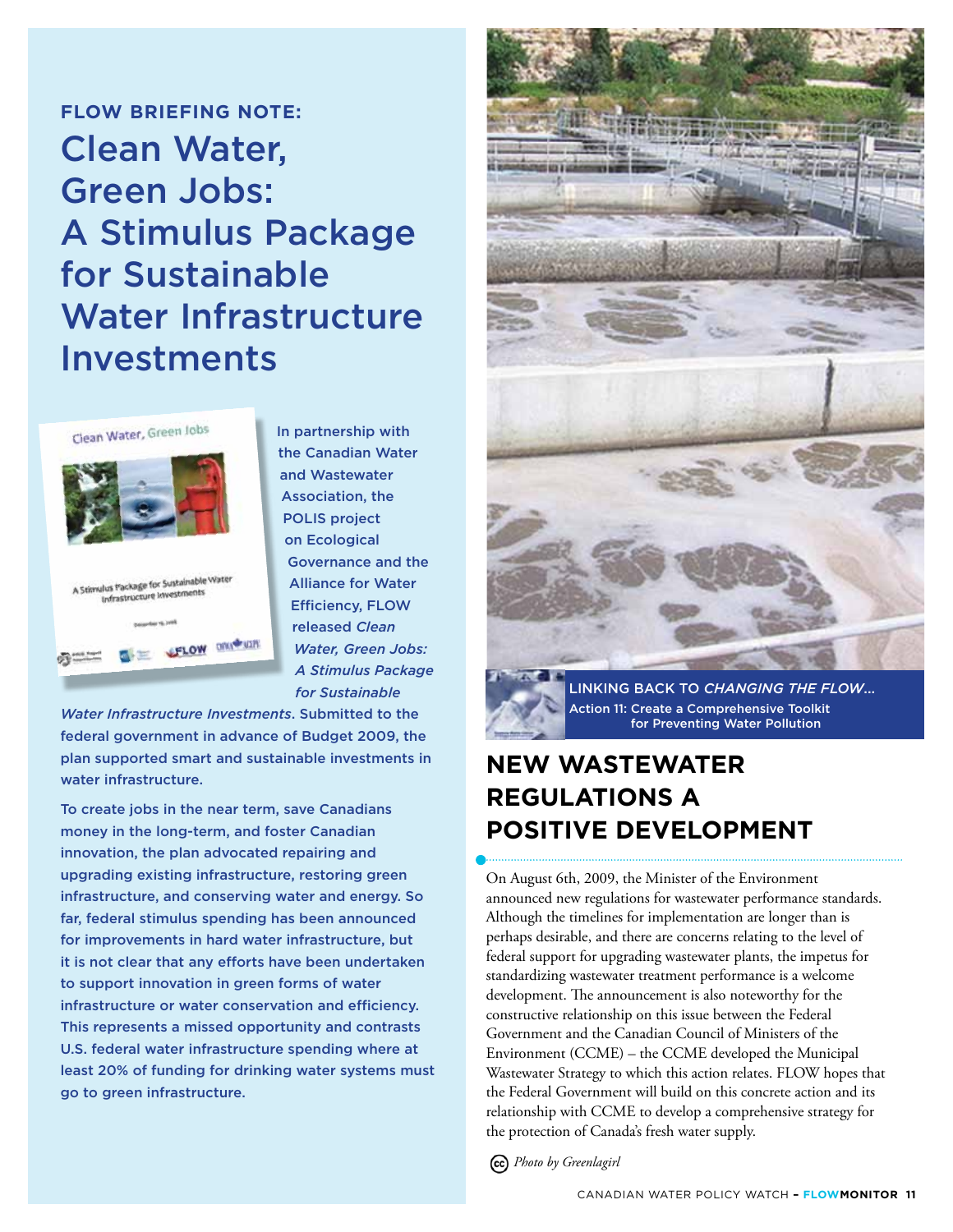**FLOW BRIEFING NOTE:**

# Clean Water, Green Jobs: A Stimulus Package for Sustainable Water Infrastructure Investments

In partnership with the Canadian Water and Wastewater Association, the POLIS project on Ecological Governance and the Alliance for Water Efficiency, FLOW released *Clean Water, Green Jobs: A Stimulus Package for Sustainable Water Infrastructure Investments*. Submitted to the federal government in advance of Budget 2009, the plan supported smart and sustainable investments in water infrastructure.

To create jobs in the near term, save Canadians money in the long-term, and foster Canadian innovation, the plan advocated repairing and upgrading existing infrastructure, restoring green infrastructure, and conserving water and energy. So far, federal stimulus spending has been announced for improvements in hard water infrastructure, but it is not clear that any efforts have been undertaken to support innovation in green forms of water infrastructure or water conservation and efficiency. This represents a missed opportunity and contrasts U.S. federal water infrastructure spending where at least 20% of funding for drinking water systems must go to green infrastructure.

LINKING BACK TO *CHANGING THE FLOW*...
Action 11: Create a Comprehensive Toolkit for Preventing Water Pollution

# NEW WASTEWATER REGULATIONS A POSITIVE DEVELOPMENT

On August 6th, 2009, the Minister of the Environment announced new regulations for wastewater performance standards. Although the timelines for implementation are longer than is perhaps desirable, and there are concerns relating to the level of federal support for upgrading wastewater plants, the impetus for standardizing wastewater treatment performance is a welcome development. The announcement is also noteworthy for the constructive relationship on this issue between the Federal Government and the Canadian Council of Ministers of the Environment (CCME) – the CCME developed the Municipal Wastewater Strategy to which this action relates. FLOW hopes that the Federal Government will build on this concrete action and its relationship with CCME to develop a comprehensive strategy for the protection of Canada's fresh water supply.

*Photo by Greenlagirl*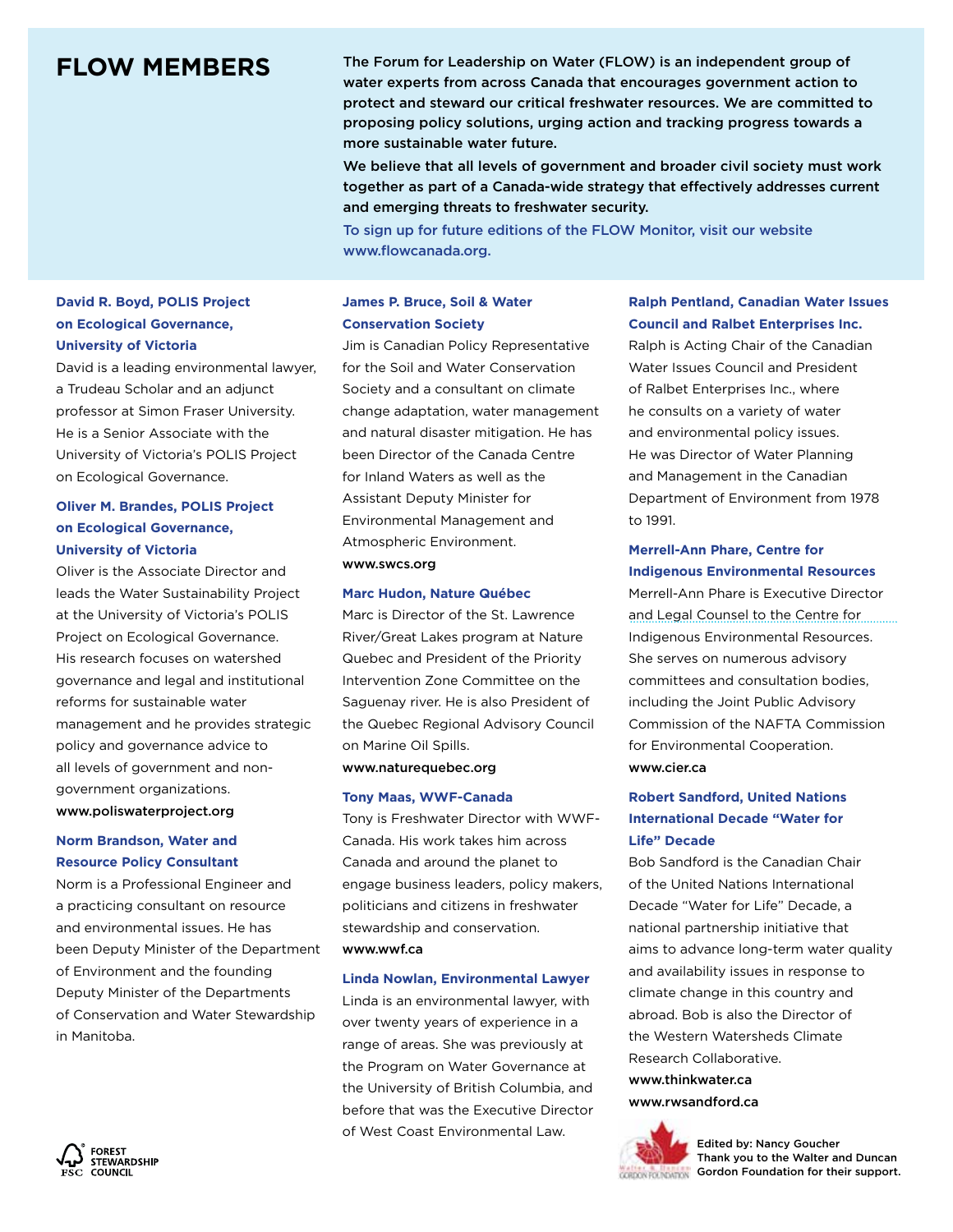# FLOW MEMBERS

**The Forum for Leadership on Water (FLOW) is an independent group of water experts from across Canada that encourages government action to protect and steward our critical freshwater resources. We are committed to proposing policy solutions, urging action and tracking progress towards a more sustainable water future.**

**We believe that all levels of government and broader civil society must work together as part of a Canada-wide strategy that effectively addresses current and emerging threats to freshwater security.**

To sign up for future editions of the FLOW Monitor, visit our website www.flowcanada.org.

**David R. Boyd, POLIS Project on Ecological Governance, University of Victoria**

David is a leading environmental lawyer, a Trudeau Scholar and an adjunct professor at Simon Fraser University. He is a Senior Associate with the University of Victoria's POLIS Project on Ecological Governance.

**Oliver M. Brandes, POLIS Project on Ecological Governance, University of Victoria**

Oliver is the Associate Director and leads the Water Sustainability Project at the University of Victoria's POLIS Project on Ecological Governance. His research focuses on watershed governance and legal and institutional reforms for sustainable water management and he provides strategic policy and governance advice to all levels of government and non-government organizations.

**www.poliswaterproject.org**

**Norm Brandson, Water and Resource Policy Consultant**

Norm is a Professional Engineer and a practicing consultant on resource and environmental issues. He has been Deputy Minister of the Department of Environment and the founding Deputy Minister of the Departments of Conservation and Water Stewardship in Manitoba.

**James P. Bruce, Soil & Water Conservation Society**

Jim is Canadian Policy Representative for the Soil and Water Conservation Society and a consultant on climate change adaptation, water management and natural disaster mitigation. He has been Director of the Canada Centre for Inland Waters as well as the Assistant Deputy Minister for Environmental Management and Atmospheric Environment.

**www.swcs.org**

**Marc Hudon, Nature Québec**

Marc is Director of the St. Lawrence River/Great Lakes program at Nature Quebec and President of the Priority Intervention Zone Committee on the Saguenay river. He is also President of the Quebec Regional Advisory Council on Marine Oil Spills.

**www.naturequebec.org**

**Tony Maas, WWF-Canada**

Tony is Freshwater Director with WWF-Canada. His work takes him across Canada and around the planet to engage business leaders, policy makers, politicians and citizens in freshwater stewardship and conservation.

**www.wwf.ca**

**Linda Nowlan, Environmental Lawyer**

Linda is an environmental lawyer, with over twenty years of experience in a range of areas. She was previously at the Program on Water Governance at the University of British Columbia, and before that was the Executive Director of West Coast Environmental Law.

**Ralph Pentland, Canadian Water Issues Council and Ralbet Enterprises Inc.**

Ralph is Acting Chair of the Canadian Water Issues Council and President of Ralbet Enterprises Inc., where he consults on a variety of water and environmental policy issues. He was Director of Water Planning and Management in the Canadian Department of Environment from 1978 to 1991.

**Merrell-Ann Phare, Centre for Indigenous Environmental Resources**

Merrell-Ann Phare is Executive Director and Legal Counsel to the Centre for Indigenous Environmental Resources. She serves on numerous advisory committees and consultation bodies, including the Joint Public Advisory Commission of the NAFTA Commission for Environmental Cooperation.

**www.cier.ca**

**Robert Sandford, United Nations International Decade "Water for Life" Decade**

Bob Sandford is the Canadian Chair of the United Nations International Decade "Water for Life" Decade, a national partnership initiative that aims to advance long-term water quality and availability issues in response to climate change in this country and abroad. Bob is also the Director of the Western Watersheds Climate Research Collaborative.

**www.thinkwater.ca**

**www.rwsandford.ca**

**Edited by: Nancy Goucher**
**Thank you to the Walter and Duncan Gordon Foundation for their support.**